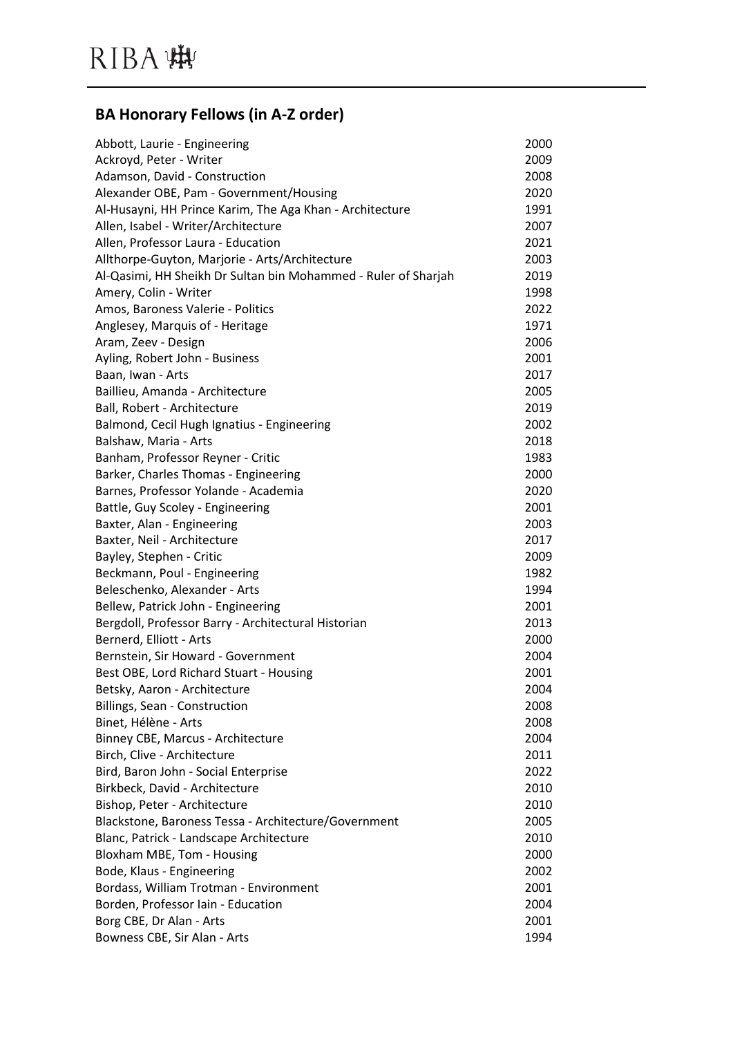## BA Honorary Fellows (in A-Z order)

| | |
|---|---|
| Abbott, Laurie - Engineering | 2000 |
| Ackroyd, Peter - Writer | 2009 |
| Adamson, David - Construction | 2008 |
| Alexander OBE, Pam - Government/Housing | 2020 |
| Al-Husayni, HH Prince Karim, The Aga Khan - Architecture | 1991 |
| Allen, Isabel - Writer/Architecture | 2007 |
| Allen, Professor Laura - Education | 2021 |
| Allthorpe-Guyton, Marjorie - Arts/Architecture | 2003 |
| Al-Qasimi, HH Sheikh Dr Sultan bin Mohammed - Ruler of Sharjah | 2019 |
| Amery, Colin - Writer | 1998 |
| Amos, Baroness Valerie - Politics | 2022 |
| Anglesey, Marquis of - Heritage | 1971 |
| Aram, Zeev - Design | 2006 |
| Ayling, Robert John - Business | 2001 |
| Baan, Iwan - Arts | 2017 |
| Baillieu, Amanda - Architecture | 2005 |
| Ball, Robert - Architecture | 2019 |
| Balmond, Cecil Hugh Ignatius - Engineering | 2002 |
| Balshaw, Maria - Arts | 2018 |
| Banham, Professor Reyner - Critic | 1983 |
| Barker, Charles Thomas - Engineering | 2000 |
| Barnes, Professor Yolande - Academia | 2020 |
| Battle, Guy Scoley - Engineering | 2001 |
| Baxter, Alan - Engineering | 2003 |
| Baxter, Neil - Architecture | 2017 |
| Bayley, Stephen - Critic | 2009 |
| Beckmann, Poul - Engineering | 1982 |
| Beleschenko, Alexander - Arts | 1994 |
| Bellew, Patrick John - Engineering | 2001 |
| Bergdoll, Professor Barry - Architectural Historian | 2013 |
| Bernerd, Elliott - Arts | 2000 |
| Bernstein, Sir Howard - Government | 2004 |
| Best OBE, Lord Richard Stuart - Housing | 2001 |
| Betsky, Aaron - Architecture | 2004 |
| Billings, Sean - Construction | 2008 |
| Binet, Hélène - Arts | 2008 |
| Binney CBE, Marcus - Architecture | 2004 |
| Birch, Clive - Architecture | 2011 |
| Bird, Baron John - Social Enterprise | 2022 |
| Birkbeck, David - Architecture | 2010 |
| Bishop, Peter - Architecture | 2010 |
| Blackstone, Baroness Tessa - Architecture/Government | 2005 |
| Blanc, Patrick - Landscape Architecture | 2010 |
| Bloxham MBE, Tom - Housing | 2000 |
| Bode, Klaus - Engineering | 2002 |
| Bordass, William Trotman - Environment | 2001 |
| Borden, Professor Iain - Education | 2004 |
| Borg CBE, Dr Alan - Arts | 2001 |
| Bowness CBE, Sir Alan - Arts | 1994 |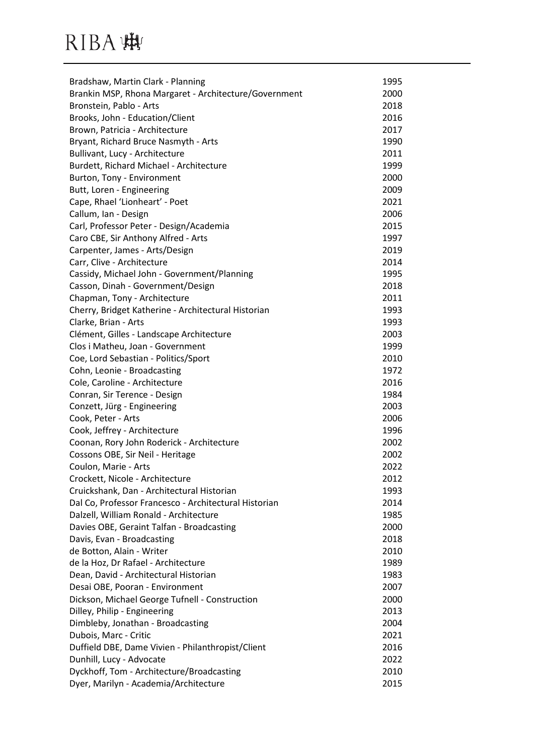| | |
|---|---|
| Bradshaw, Martin Clark - Planning | 1995 |
| Brankin MSP, Rhona Margaret - Architecture/Government | 2000 |
| Bronstein, Pablo - Arts | 2018 |
| Brooks, John - Education/Client | 2016 |
| Brown, Patricia - Architecture | 2017 |
| Bryant, Richard Bruce Nasmyth - Arts | 1990 |
| Bullivant, Lucy - Architecture | 2011 |
| Burdett, Richard Michael - Architecture | 1999 |
| Burton, Tony - Environment | 2000 |
| Butt, Loren - Engineering | 2009 |
| Cape, Rhael 'Lionheart' - Poet | 2021 |
| Callum, Ian - Design | 2006 |
| Carl, Professor Peter - Design/Academia | 2015 |
| Caro CBE, Sir Anthony Alfred - Arts | 1997 |
| Carpenter, James - Arts/Design | 2019 |
| Carr, Clive - Architecture | 2014 |
| Cassidy, Michael John - Government/Planning | 1995 |
| Casson, Dinah - Government/Design | 2018 |
| Chapman, Tony - Architecture | 2011 |
| Cherry, Bridget Katherine - Architectural Historian | 1993 |
| Clarke, Brian - Arts | 1993 |
| Clément, Gilles - Landscape Architecture | 2003 |
| Clos i Matheu, Joan - Government | 1999 |
| Coe, Lord Sebastian - Politics/Sport | 2010 |
| Cohn, Leonie - Broadcasting | 1972 |
| Cole, Caroline - Architecture | 2016 |
| Conran, Sir Terence - Design | 1984 |
| Conzett, Jürg - Engineering | 2003 |
| Cook, Peter - Arts | 2006 |
| Cook, Jeffrey - Architecture | 1996 |
| Coonan, Rory John Roderick - Architecture | 2002 |
| Cossons OBE, Sir Neil - Heritage | 2002 |
| Coulon, Marie - Arts | 2022 |
| Crockett, Nicole - Architecture | 2012 |
| Cruickshank, Dan - Architectural Historian | 1993 |
| Dal Co, Professor Francesco - Architectural Historian | 2014 |
| Dalzell, William Ronald - Architecture | 1985 |
| Davies OBE, Geraint Talfan - Broadcasting | 2000 |
| Davis, Evan - Broadcasting | 2018 |
| de Botton, Alain - Writer | 2010 |
| de la Hoz, Dr Rafael - Architecture | 1989 |
| Dean, David - Architectural Historian | 1983 |
| Desai OBE, Pooran - Environment | 2007 |
| Dickson, Michael George Tufnell - Construction | 2000 |
| Dilley, Philip - Engineering | 2013 |
| Dimbleby, Jonathan - Broadcasting | 2004 |
| Dubois, Marc - Critic | 2021 |
| Duffield DBE, Dame Vivien - Philanthropist/Client | 2016 |
| Dunhill, Lucy - Advocate | 2022 |
| Dyckhoff, Tom - Architecture/Broadcasting | 2010 |
| Dyer, Marilyn - Academia/Architecture | 2015 |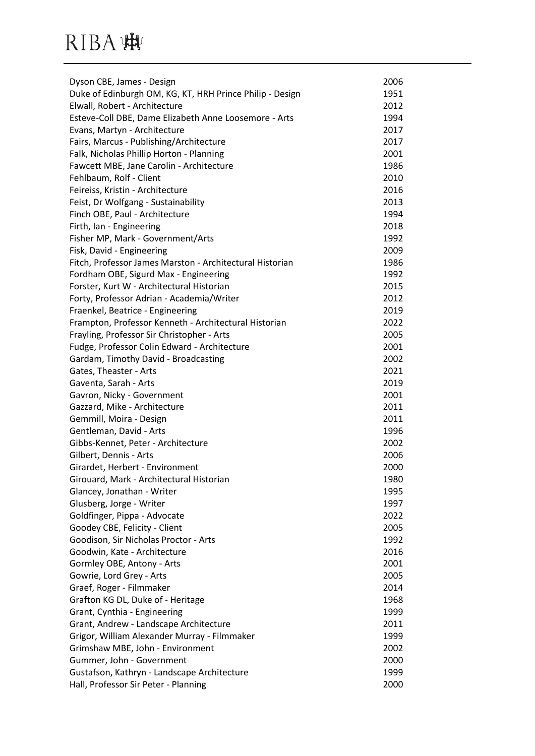| | |
|---|---|
| Dyson CBE, James - Design | 2006 |
| Duke of Edinburgh OM, KG, KT, HRH Prince Philip - Design | 1951 |
| Elwall, Robert - Architecture | 2012 |
| Esteve-Coll DBE, Dame Elizabeth Anne Loosemore - Arts | 1994 |
| Evans, Martyn - Architecture | 2017 |
| Fairs, Marcus - Publishing/Architecture | 2017 |
| Falk, Nicholas Phillip Horton - Planning | 2001 |
| Fawcett MBE, Jane Carolin - Architecture | 1986 |
| Fehlbaum, Rolf - Client | 2010 |
| Feireiss, Kristin - Architecture | 2016 |
| Feist, Dr Wolfgang - Sustainability | 2013 |
| Finch OBE, Paul - Architecture | 1994 |
| Firth, Ian - Engineering | 2018 |
| Fisher MP, Mark - Government/Arts | 1992 |
| Fisk, David - Engineering | 2009 |
| Fitch, Professor James Marston - Architectural Historian | 1986 |
| Fordham OBE, Sigurd Max - Engineering | 1992 |
| Forster, Kurt W - Architectural Historian | 2015 |
| Forty, Professor Adrian - Academia/Writer | 2012 |
| Fraenkel, Beatrice - Engineering | 2019 |
| Frampton, Professor Kenneth - Architectural Historian | 2022 |
| Frayling, Professor Sir Christopher - Arts | 2005 |
| Fudge, Professor Colin Edward - Architecture | 2001 |
| Gardam, Timothy David - Broadcasting | 2002 |
| Gates, Theaster - Arts | 2021 |
| Gaventa, Sarah - Arts | 2019 |
| Gavron, Nicky - Government | 2001 |
| Gazzard, Mike - Architecture | 2011 |
| Gemmill, Moira - Design | 2011 |
| Gentleman, David - Arts | 1996 |
| Gibbs-Kennet, Peter - Architecture | 2002 |
| Gilbert, Dennis - Arts | 2006 |
| Girardet, Herbert - Environment | 2000 |
| Girouard, Mark - Architectural Historian | 1980 |
| Glancey, Jonathan - Writer | 1995 |
| Glusberg, Jorge - Writer | 1997 |
| Goldfinger, Pippa - Advocate | 2022 |
| Goodey CBE, Felicity - Client | 2005 |
| Goodison, Sir Nicholas Proctor - Arts | 1992 |
| Goodwin, Kate - Architecture | 2016 |
| Gormley OBE, Antony - Arts | 2001 |
| Gowrie, Lord Grey - Arts | 2005 |
| Graef, Roger - Filmmaker | 2014 |
| Grafton KG DL, Duke of - Heritage | 1968 |
| Grant, Cynthia - Engineering | 1999 |
| Grant, Andrew - Landscape Architecture | 2011 |
| Grigor, William Alexander Murray - Filmmaker | 1999 |
| Grimshaw MBE, John - Environment | 2002 |
| Gummer, John - Government | 2000 |
| Gustafson, Kathryn - Landscape Architecture | 1999 |
| Hall, Professor Sir Peter - Planning | 2000 |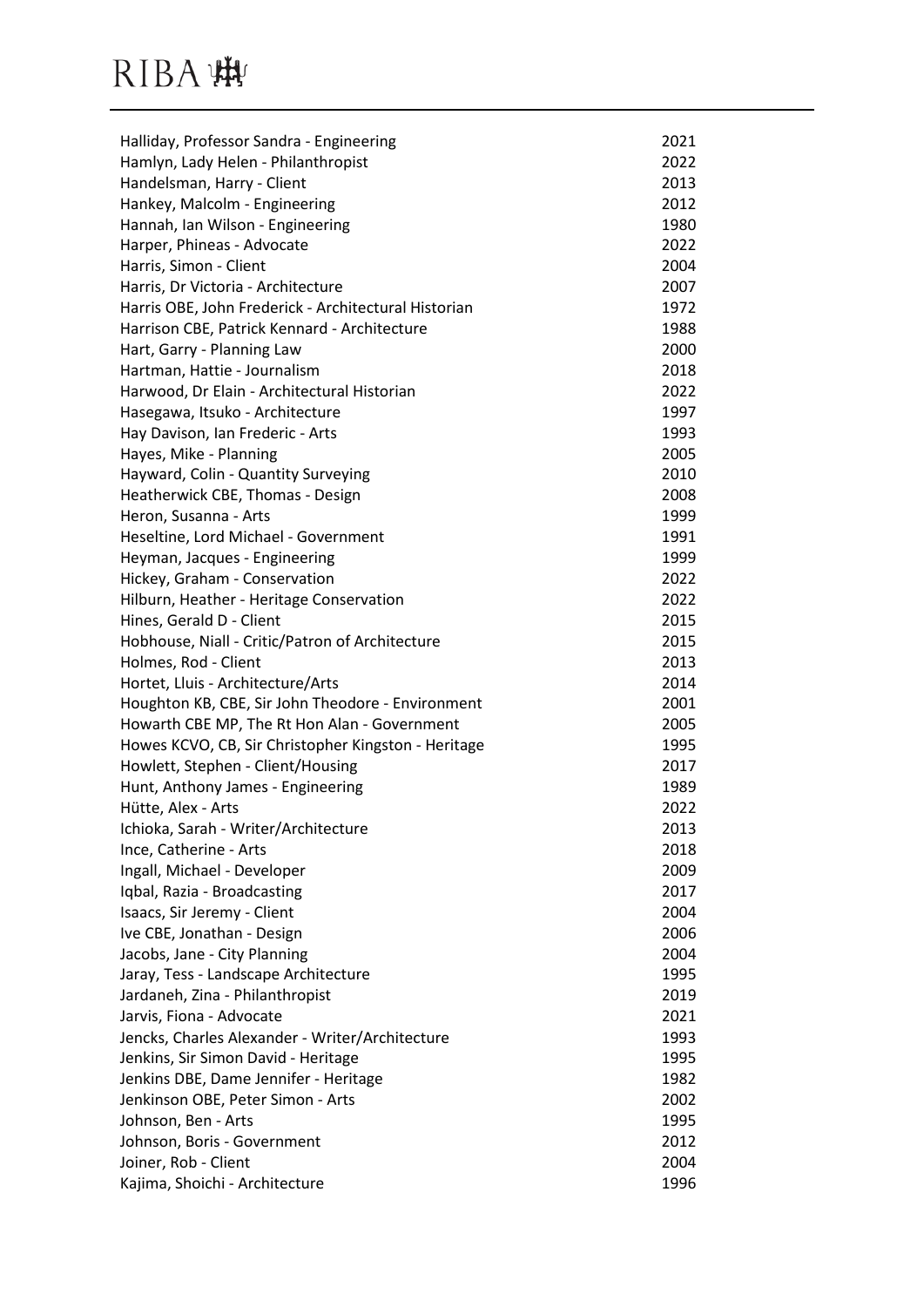| | |
|---|---|
| Halliday, Professor Sandra - Engineering | 2021 |
| Hamlyn, Lady Helen - Philanthropist | 2022 |
| Handelsman, Harry - Client | 2013 |
| Hankey, Malcolm - Engineering | 2012 |
| Hannah, Ian Wilson - Engineering | 1980 |
| Harper, Phineas - Advocate | 2022 |
| Harris, Simon - Client | 2004 |
| Harris, Dr Victoria - Architecture | 2007 |
| Harris OBE, John Frederick - Architectural Historian | 1972 |
| Harrison CBE, Patrick Kennard - Architecture | 1988 |
| Hart, Garry - Planning Law | 2000 |
| Hartman, Hattie - Journalism | 2018 |
| Harwood, Dr Elain - Architectural Historian | 2022 |
| Hasegawa, Itsuko - Architecture | 1997 |
| Hay Davison, Ian Frederic - Arts | 1993 |
| Hayes, Mike - Planning | 2005 |
| Hayward, Colin - Quantity Surveying | 2010 |
| Heatherwick CBE, Thomas - Design | 2008 |
| Heron, Susanna - Arts | 1999 |
| Heseltine, Lord Michael - Government | 1991 |
| Heyman, Jacques - Engineering | 1999 |
| Hickey, Graham - Conservation | 2022 |
| Hilburn, Heather - Heritage Conservation | 2022 |
| Hines, Gerald D - Client | 2015 |
| Hobhouse, Niall - Critic/Patron of Architecture | 2015 |
| Holmes, Rod - Client | 2013 |
| Hortet, Lluis - Architecture/Arts | 2014 |
| Houghton KB, CBE, Sir John Theodore - Environment | 2001 |
| Howarth CBE MP, The Rt Hon Alan - Government | 2005 |
| Howes KCVO, CB, Sir Christopher Kingston - Heritage | 1995 |
| Howlett, Stephen - Client/Housing | 2017 |
| Hunt, Anthony James - Engineering | 1989 |
| Hütte, Alex - Arts | 2022 |
| Ichioka, Sarah - Writer/Architecture | 2013 |
| Ince, Catherine - Arts | 2018 |
| Ingall, Michael - Developer | 2009 |
| Iqbal, Razia - Broadcasting | 2017 |
| Isaacs, Sir Jeremy - Client | 2004 |
| Ive CBE, Jonathan - Design | 2006 |
| Jacobs, Jane - City Planning | 2004 |
| Jaray, Tess - Landscape Architecture | 1995 |
| Jardaneh, Zina - Philanthropist | 2019 |
| Jarvis, Fiona - Advocate | 2021 |
| Jencks, Charles Alexander - Writer/Architecture | 1993 |
| Jenkins, Sir Simon David - Heritage | 1995 |
| Jenkins DBE, Dame Jennifer - Heritage | 1982 |
| Jenkinson OBE, Peter Simon - Arts | 2002 |
| Johnson, Ben - Arts | 1995 |
| Johnson, Boris - Government | 2012 |
| Joiner, Rob - Client | 2004 |
| Kajima, Shoichi - Architecture | 1996 |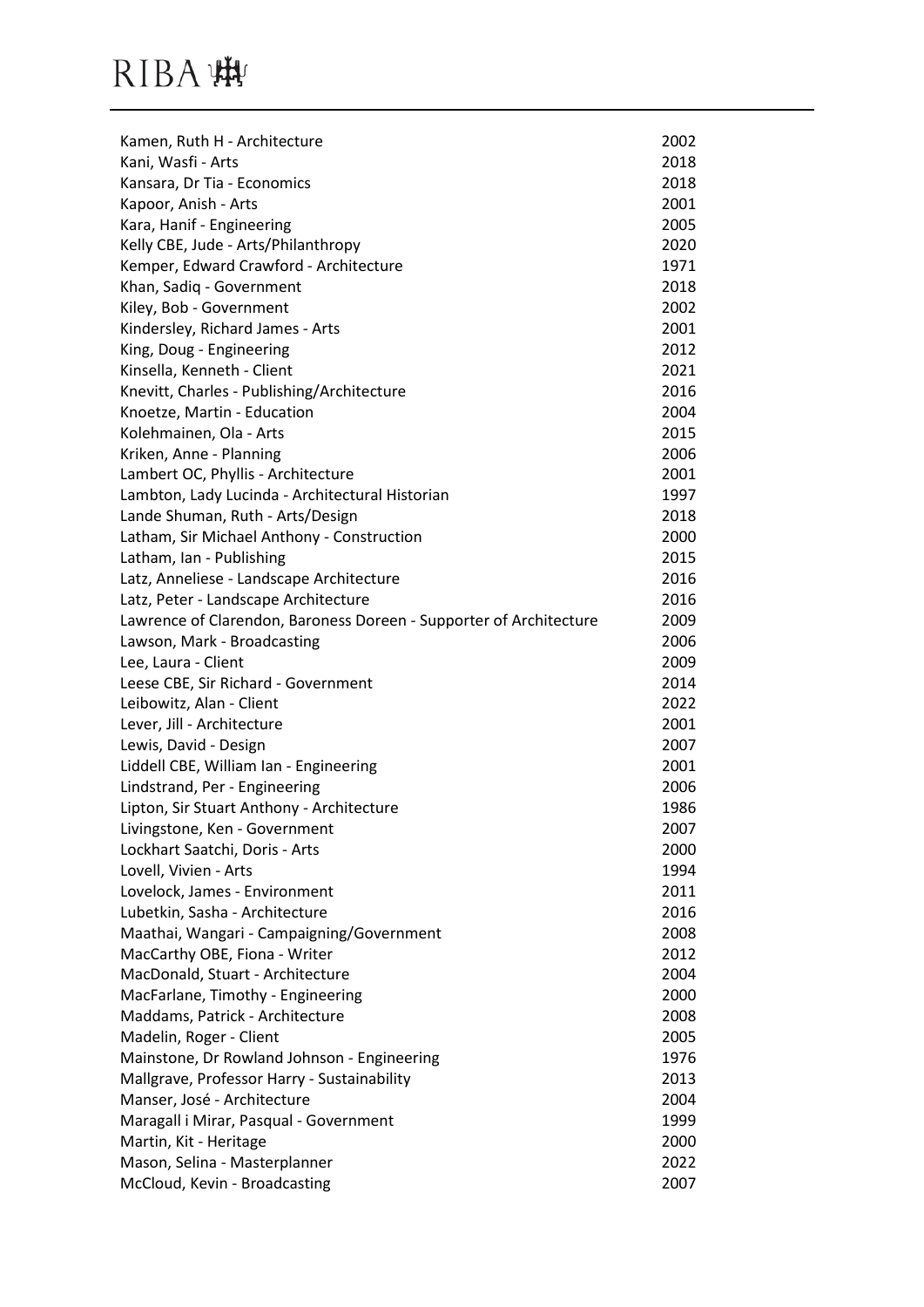| | |
|---|---|
| Kamen, Ruth H - Architecture | 2002 |
| Kani, Wasfi - Arts | 2018 |
| Kansara, Dr Tia - Economics | 2018 |
| Kapoor, Anish - Arts | 2001 |
| Kara, Hanif - Engineering | 2005 |
| Kelly CBE, Jude - Arts/Philanthropy | 2020 |
| Kemper, Edward Crawford - Architecture | 1971 |
| Khan, Sadiq - Government | 2018 |
| Kiley, Bob - Government | 2002 |
| Kindersley, Richard James - Arts | 2001 |
| King, Doug - Engineering | 2012 |
| Kinsella, Kenneth - Client | 2021 |
| Knevitt, Charles - Publishing/Architecture | 2016 |
| Knoetze, Martin - Education | 2004 |
| Kolehmainen, Ola - Arts | 2015 |
| Kriken, Anne - Planning | 2006 |
| Lambert OC, Phyllis - Architecture | 2001 |
| Lambton, Lady Lucinda - Architectural Historian | 1997 |
| Lande Shuman, Ruth - Arts/Design | 2018 |
| Latham, Sir Michael Anthony - Construction | 2000 |
| Latham, Ian - Publishing | 2015 |
| Latz, Anneliese - Landscape Architecture | 2016 |
| Latz, Peter - Landscape Architecture | 2016 |
| Lawrence of Clarendon, Baroness Doreen - Supporter of Architecture | 2009 |
| Lawson, Mark - Broadcasting | 2006 |
| Lee, Laura - Client | 2009 |
| Leese CBE, Sir Richard - Government | 2014 |
| Leibowitz, Alan - Client | 2022 |
| Lever, Jill - Architecture | 2001 |
| Lewis, David - Design | 2007 |
| Liddell CBE, William Ian - Engineering | 2001 |
| Lindstrand, Per - Engineering | 2006 |
| Lipton, Sir Stuart Anthony - Architecture | 1986 |
| Livingstone, Ken - Government | 2007 |
| Lockhart Saatchi, Doris - Arts | 2000 |
| Lovell, Vivien - Arts | 1994 |
| Lovelock, James - Environment | 2011 |
| Lubetkin, Sasha - Architecture | 2016 |
| Maathai, Wangari - Campaigning/Government | 2008 |
| MacCarthy OBE, Fiona - Writer | 2012 |
| MacDonald, Stuart - Architecture | 2004 |
| MacFarlane, Timothy - Engineering | 2000 |
| Maddams, Patrick - Architecture | 2008 |
| Madelin, Roger - Client | 2005 |
| Mainstone, Dr Rowland Johnson - Engineering | 1976 |
| Mallgrave, Professor Harry - Sustainability | 2013 |
| Manser, José - Architecture | 2004 |
| Maragall i Mirar, Pasqual - Government | 1999 |
| Martin, Kit - Heritage | 2000 |
| Mason, Selina - Masterplanner | 2022 |
| McCloud, Kevin - Broadcasting | 2007 |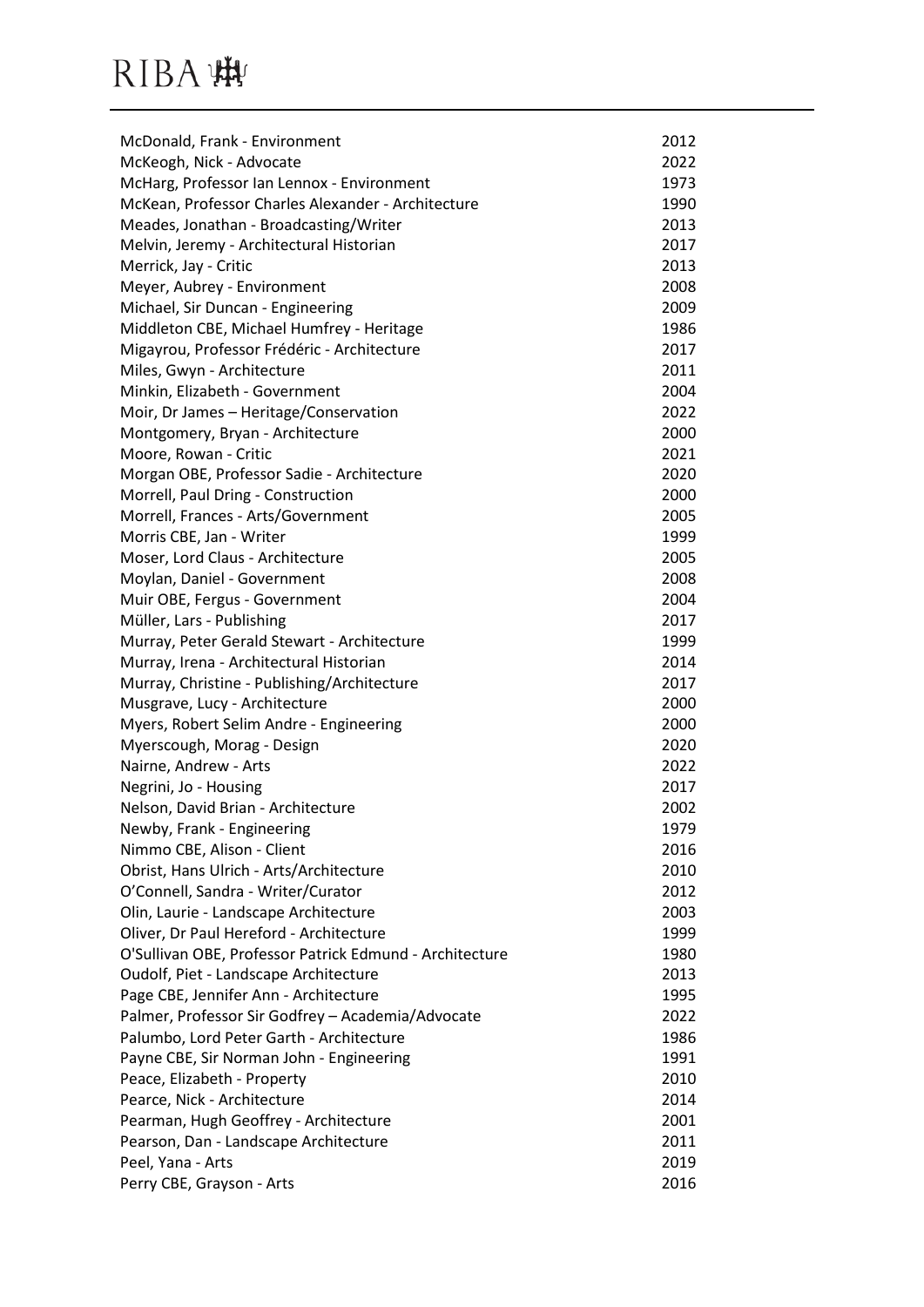| | |
|---|---|
| McDonald, Frank - Environment | 2012 |
| McKeogh, Nick - Advocate | 2022 |
| McHarg, Professor Ian Lennox - Environment | 1973 |
| McKean, Professor Charles Alexander - Architecture | 1990 |
| Meades, Jonathan - Broadcasting/Writer | 2013 |
| Melvin, Jeremy - Architectural Historian | 2017 |
| Merrick, Jay - Critic | 2013 |
| Meyer, Aubrey - Environment | 2008 |
| Michael, Sir Duncan - Engineering | 2009 |
| Middleton CBE, Michael Humfrey - Heritage | 1986 |
| Migayrou, Professor Frédéric - Architecture | 2017 |
| Miles, Gwyn - Architecture | 2011 |
| Minkin, Elizabeth - Government | 2004 |
| Moir, Dr James – Heritage/Conservation | 2022 |
| Montgomery, Bryan - Architecture | 2000 |
| Moore, Rowan - Critic | 2021 |
| Morgan OBE, Professor Sadie - Architecture | 2020 |
| Morrell, Paul Dring - Construction | 2000 |
| Morrell, Frances - Arts/Government | 2005 |
| Morris CBE, Jan - Writer | 1999 |
| Moser, Lord Claus - Architecture | 2005 |
| Moylan, Daniel - Government | 2008 |
| Muir OBE, Fergus - Government | 2004 |
| Müller, Lars - Publishing | 2017 |
| Murray, Peter Gerald Stewart - Architecture | 1999 |
| Murray, Irena - Architectural Historian | 2014 |
| Murray, Christine - Publishing/Architecture | 2017 |
| Musgrave, Lucy - Architecture | 2000 |
| Myers, Robert Selim Andre - Engineering | 2000 |
| Myerscough, Morag - Design | 2020 |
| Nairne, Andrew - Arts | 2022 |
| Negrini, Jo - Housing | 2017 |
| Nelson, David Brian - Architecture | 2002 |
| Newby, Frank - Engineering | 1979 |
| Nimmo CBE, Alison - Client | 2016 |
| Obrist, Hans Ulrich - Arts/Architecture | 2010 |
| O'Connell, Sandra - Writer/Curator | 2012 |
| Olin, Laurie - Landscape Architecture | 2003 |
| Oliver, Dr Paul Hereford - Architecture | 1999 |
| O'Sullivan OBE, Professor Patrick Edmund - Architecture | 1980 |
| Oudolf, Piet - Landscape Architecture | 2013 |
| Page CBE, Jennifer Ann - Architecture | 1995 |
| Palmer, Professor Sir Godfrey – Academia/Advocate | 2022 |
| Palumbo, Lord Peter Garth - Architecture | 1986 |
| Payne CBE, Sir Norman John - Engineering | 1991 |
| Peace, Elizabeth - Property | 2010 |
| Pearce, Nick - Architecture | 2014 |
| Pearman, Hugh Geoffrey - Architecture | 2001 |
| Pearson, Dan - Landscape Architecture | 2011 |
| Peel, Yana - Arts | 2019 |
| Perry CBE, Grayson - Arts | 2016 |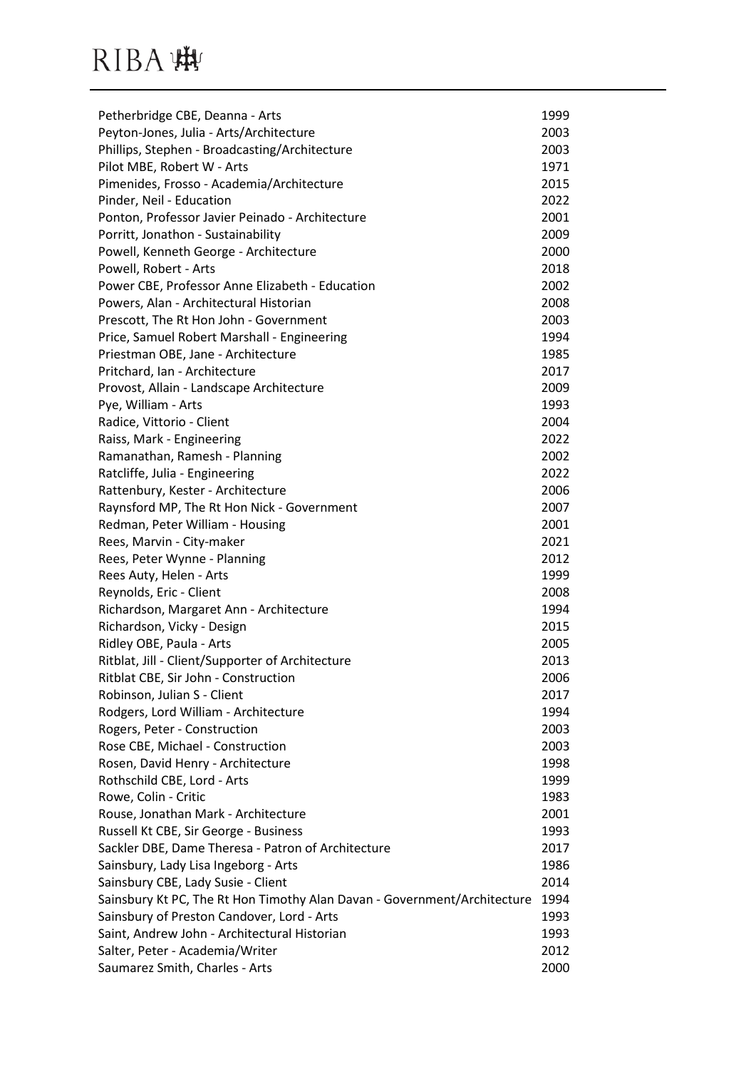| Name | Year |
|---|---|
| Petherbridge CBE, Deanna - Arts | 1999 |
| Peyton-Jones, Julia - Arts/Architecture | 2003 |
| Phillips, Stephen - Broadcasting/Architecture | 2003 |
| Pilot MBE, Robert W - Arts | 1971 |
| Pimenides, Frosso - Academia/Architecture | 2015 |
| Pinder, Neil - Education | 2022 |
| Ponton, Professor Javier Peinado - Architecture | 2001 |
| Porritt, Jonathon - Sustainability | 2009 |
| Powell, Kenneth George - Architecture | 2000 |
| Powell, Robert - Arts | 2018 |
| Power CBE, Professor Anne Elizabeth - Education | 2002 |
| Powers, Alan - Architectural Historian | 2008 |
| Prescott, The Rt Hon John - Government | 2003 |
| Price, Samuel Robert Marshall - Engineering | 1994 |
| Priestman OBE, Jane - Architecture | 1985 |
| Pritchard, Ian - Architecture | 2017 |
| Provost, Allain - Landscape Architecture | 2009 |
| Pye, William - Arts | 1993 |
| Radice, Vittorio - Client | 2004 |
| Raiss, Mark - Engineering | 2022 |
| Ramanathan, Ramesh - Planning | 2002 |
| Ratcliffe, Julia - Engineering | 2022 |
| Rattenbury, Kester - Architecture | 2006 |
| Raynsford MP, The Rt Hon Nick - Government | 2007 |
| Redman, Peter William - Housing | 2001 |
| Rees, Marvin - City-maker | 2021 |
| Rees, Peter Wynne - Planning | 2012 |
| Rees Auty, Helen - Arts | 1999 |
| Reynolds, Eric - Client | 2008 |
| Richardson, Margaret Ann - Architecture | 1994 |
| Richardson, Vicky - Design | 2015 |
| Ridley OBE, Paula - Arts | 2005 |
| Ritblat, Jill - Client/Supporter of Architecture | 2013 |
| Ritblat CBE, Sir John - Construction | 2006 |
| Robinson, Julian S - Client | 2017 |
| Rodgers, Lord William - Architecture | 1994 |
| Rogers, Peter - Construction | 2003 |
| Rose CBE, Michael - Construction | 2003 |
| Rosen, David Henry - Architecture | 1998 |
| Rothschild CBE, Lord - Arts | 1999 |
| Rowe, Colin - Critic | 1983 |
| Rouse, Jonathan Mark - Architecture | 2001 |
| Russell Kt CBE, Sir George - Business | 1993 |
| Sackler DBE, Dame Theresa - Patron of Architecture | 2017 |
| Sainsbury, Lady Lisa Ingeborg - Arts | 1986 |
| Sainsbury CBE, Lady Susie - Client | 2014 |
| Sainsbury Kt PC, The Rt Hon Timothy Alan Davan - Government/Architecture | 1994 |
| Sainsbury of Preston Candover, Lord - Arts | 1993 |
| Saint, Andrew John - Architectural Historian | 1993 |
| Salter, Peter - Academia/Writer | 2012 |
| Saumarez Smith, Charles - Arts | 2000 |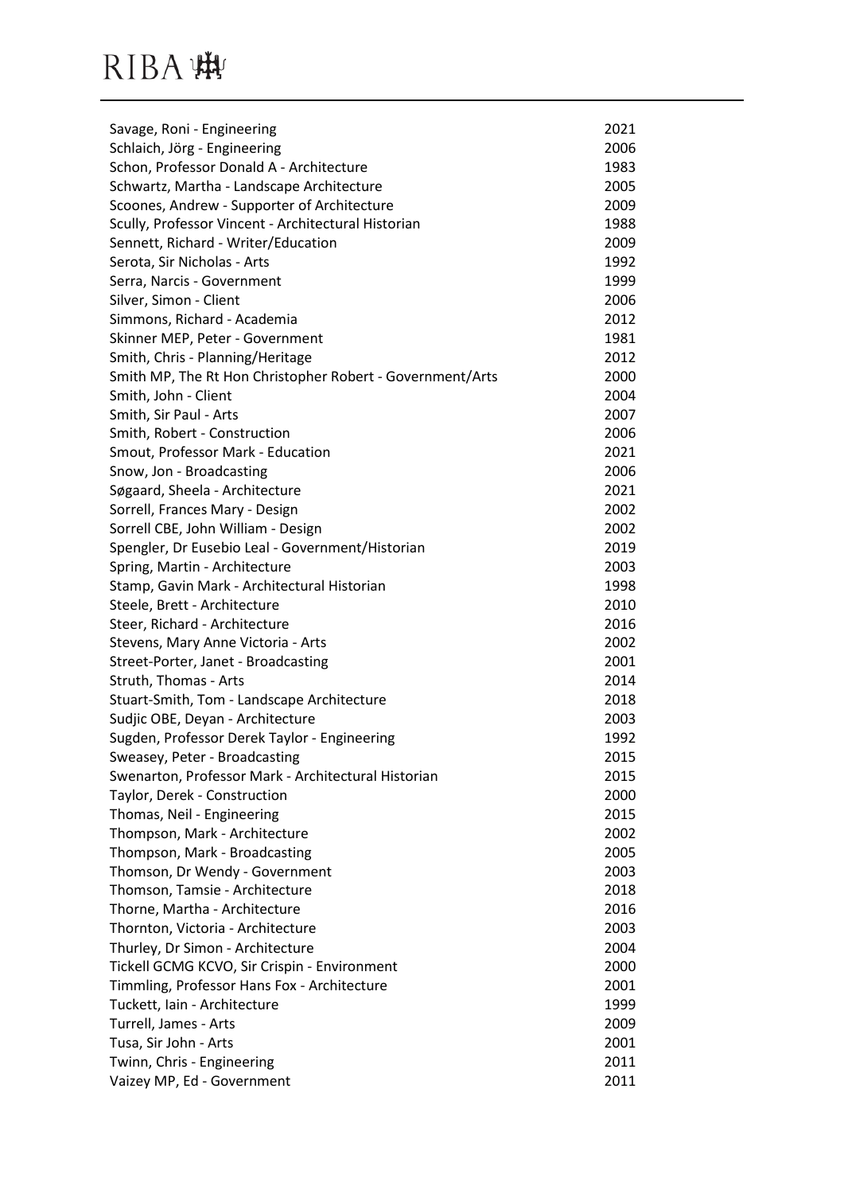| | |
|---|---|
| Savage, Roni - Engineering | 2021 |
| Schlaich, Jörg - Engineering | 2006 |
| Schon, Professor Donald A - Architecture | 1983 |
| Schwartz, Martha - Landscape Architecture | 2005 |
| Scoones, Andrew - Supporter of Architecture | 2009 |
| Scully, Professor Vincent - Architectural Historian | 1988 |
| Sennett, Richard - Writer/Education | 2009 |
| Serota, Sir Nicholas - Arts | 1992 |
| Serra, Narcis - Government | 1999 |
| Silver, Simon - Client | 2006 |
| Simmons, Richard - Academia | 2012 |
| Skinner MEP, Peter - Government | 1981 |
| Smith, Chris - Planning/Heritage | 2012 |
| Smith MP, The Rt Hon Christopher Robert - Government/Arts | 2000 |
| Smith, John - Client | 2004 |
| Smith, Sir Paul - Arts | 2007 |
| Smith, Robert - Construction | 2006 |
| Smout, Professor Mark - Education | 2021 |
| Snow, Jon - Broadcasting | 2006 |
| Søgaard, Sheela - Architecture | 2021 |
| Sorrell, Frances Mary - Design | 2002 |
| Sorrell CBE, John William - Design | 2002 |
| Spengler, Dr Eusebio Leal - Government/Historian | 2019 |
| Spring, Martin - Architecture | 2003 |
| Stamp, Gavin Mark - Architectural Historian | 1998 |
| Steele, Brett - Architecture | 2010 |
| Steer, Richard - Architecture | 2016 |
| Stevens, Mary Anne Victoria - Arts | 2002 |
| Street-Porter, Janet - Broadcasting | 2001 |
| Struth, Thomas - Arts | 2014 |
| Stuart-Smith, Tom - Landscape Architecture | 2018 |
| Sudjic OBE, Deyan - Architecture | 2003 |
| Sugden, Professor Derek Taylor - Engineering | 1992 |
| Sweasey, Peter - Broadcasting | 2015 |
| Swenarton, Professor Mark - Architectural Historian | 2015 |
| Taylor, Derek - Construction | 2000 |
| Thomas, Neil - Engineering | 2015 |
| Thompson, Mark - Architecture | 2002 |
| Thompson, Mark - Broadcasting | 2005 |
| Thomson, Dr Wendy - Government | 2003 |
| Thomson, Tamsie - Architecture | 2018 |
| Thorne, Martha - Architecture | 2016 |
| Thornton, Victoria - Architecture | 2003 |
| Thurley, Dr Simon - Architecture | 2004 |
| Tickell GCMG KCVO, Sir Crispin - Environment | 2000 |
| Timmling, Professor Hans Fox - Architecture | 2001 |
| Tuckett, Iain - Architecture | 1999 |
| Turrell, James - Arts | 2009 |
| Tusa, Sir John - Arts | 2001 |
| Twinn, Chris - Engineering | 2011 |
| Vaizey MP, Ed - Government | 2011 |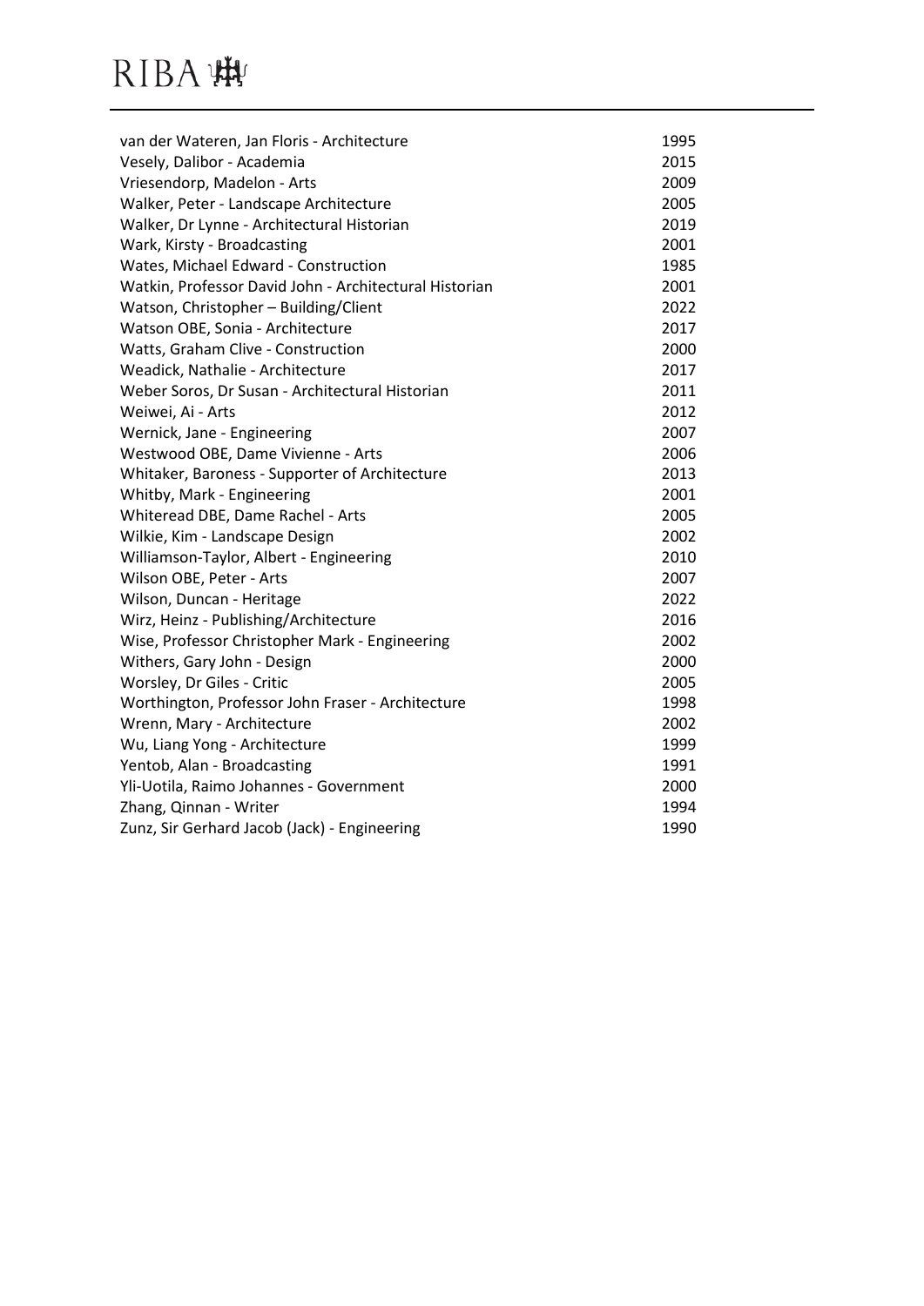| | |
|---|---|
| van der Wateren, Jan Floris - Architecture | 1995 |
| Vesely, Dalibor - Academia | 2015 |
| Vriesendorp, Madelon - Arts | 2009 |
| Walker, Peter - Landscape Architecture | 2005 |
| Walker, Dr Lynne - Architectural Historian | 2019 |
| Wark, Kirsty - Broadcasting | 2001 |
| Wates, Michael Edward - Construction | 1985 |
| Watkin, Professor David John - Architectural Historian | 2001 |
| Watson, Christopher – Building/Client | 2022 |
| Watson OBE, Sonia - Architecture | 2017 |
| Watts, Graham Clive - Construction | 2000 |
| Weadick, Nathalie - Architecture | 2017 |
| Weber Soros, Dr Susan - Architectural Historian | 2011 |
| Weiwei, Ai - Arts | 2012 |
| Wernick, Jane - Engineering | 2007 |
| Westwood OBE, Dame Vivienne - Arts | 2006 |
| Whitaker, Baroness - Supporter of Architecture | 2013 |
| Whitby, Mark - Engineering | 2001 |
| Whiteread DBE, Dame Rachel - Arts | 2005 |
| Wilkie, Kim - Landscape Design | 2002 |
| Williamson-Taylor, Albert - Engineering | 2010 |
| Wilson OBE, Peter - Arts | 2007 |
| Wilson, Duncan - Heritage | 2022 |
| Wirz, Heinz - Publishing/Architecture | 2016 |
| Wise, Professor Christopher Mark - Engineering | 2002 |
| Withers, Gary John - Design | 2000 |
| Worsley, Dr Giles - Critic | 2005 |
| Worthington, Professor John Fraser - Architecture | 1998 |
| Wrenn, Mary - Architecture | 2002 |
| Wu, Liang Yong - Architecture | 1999 |
| Yentob, Alan - Broadcasting | 1991 |
| Yli-Uotila, Raimo Johannes - Government | 2000 |
| Zhang, Qinnan - Writer | 1994 |
| Zunz, Sir Gerhard Jacob (Jack) - Engineering | 1990 |